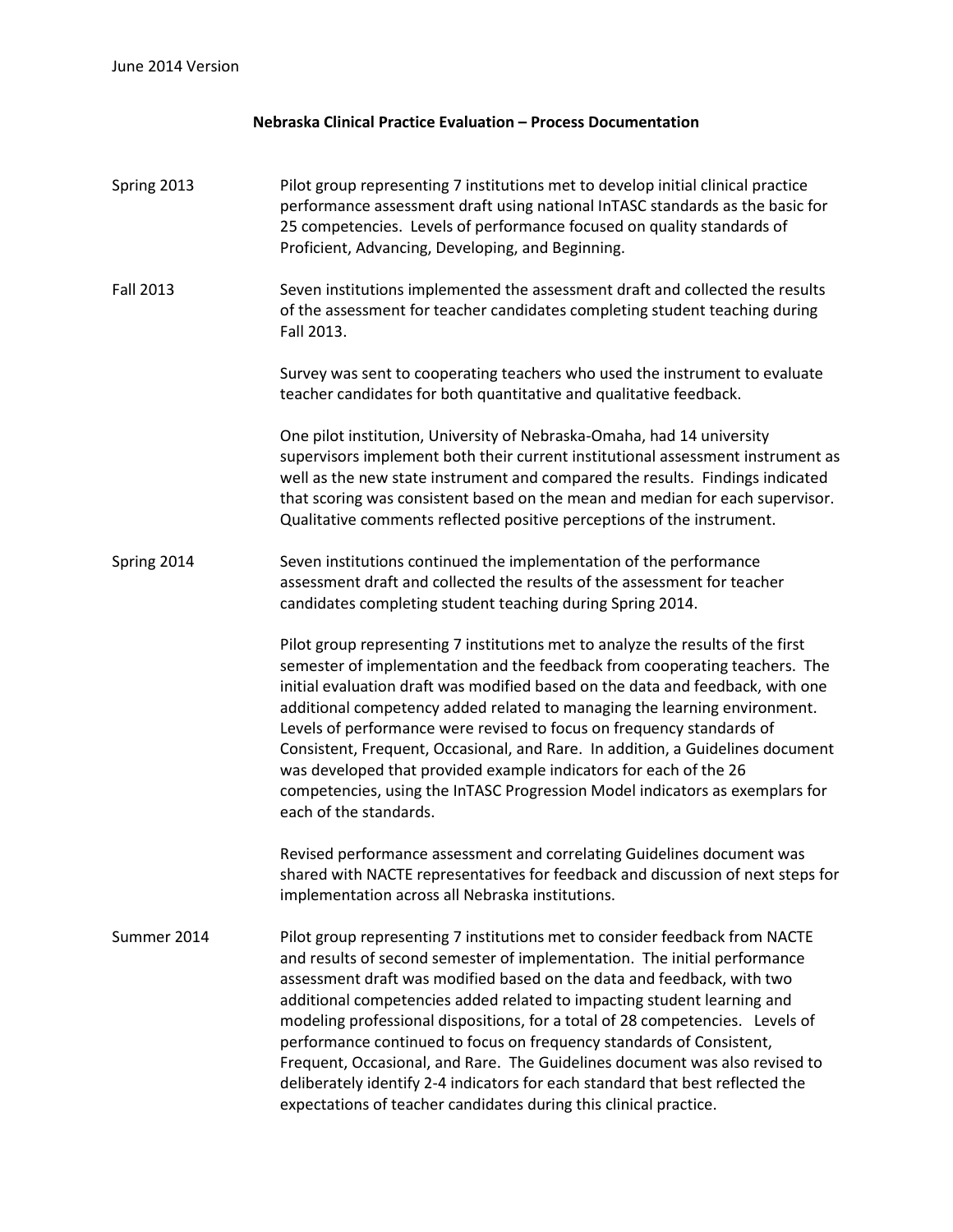June 2014 Version

## Nebraska Clinical Practice Evaluation – Process Documentation

**Spring 2013**

Pilot group representing 7 institutions met to develop initial clinical practice performance assessment draft using national InTASC standards as the basic for 25 competencies. Levels of performance focused on quality standards of Proficient, Advancing, Developing, and Beginning.

**Fall 2013**

Seven institutions implemented the assessment draft and collected the results of the assessment for teacher candidates completing student teaching during Fall 2013.

Survey was sent to cooperating teachers who used the instrument to evaluate teacher candidates for both quantitative and qualitative feedback.

One pilot institution, University of Nebraska-Omaha, had 14 university supervisors implement both their current institutional assessment instrument as well as the new state instrument and compared the results. Findings indicated that scoring was consistent based on the mean and median for each supervisor. Qualitative comments reflected positive perceptions of the instrument.

**Spring 2014**

Seven institutions continued the implementation of the performance assessment draft and collected the results of the assessment for teacher candidates completing student teaching during Spring 2014.

Pilot group representing 7 institutions met to analyze the results of the first semester of implementation and the feedback from cooperating teachers. The initial evaluation draft was modified based on the data and feedback, with one additional competency added related to managing the learning environment. Levels of performance were revised to focus on frequency standards of Consistent, Frequent, Occasional, and Rare. In addition, a Guidelines document was developed that provided example indicators for each of the 26 competencies, using the InTASC Progression Model indicators as exemplars for each of the standards.

Revised performance assessment and correlating Guidelines document was shared with NACTE representatives for feedback and discussion of next steps for implementation across all Nebraska institutions.

**Summer 2014**

Pilot group representing 7 institutions met to consider feedback from NACTE and results of second semester of implementation. The initial performance assessment draft was modified based on the data and feedback, with two additional competencies added related to impacting student learning and modeling professional dispositions, for a total of 28 competencies. Levels of performance continued to focus on frequency standards of Consistent, Frequent, Occasional, and Rare. The Guidelines document was also revised to deliberately identify 2-4 indicators for each standard that best reflected the expectations of teacher candidates during this clinical practice.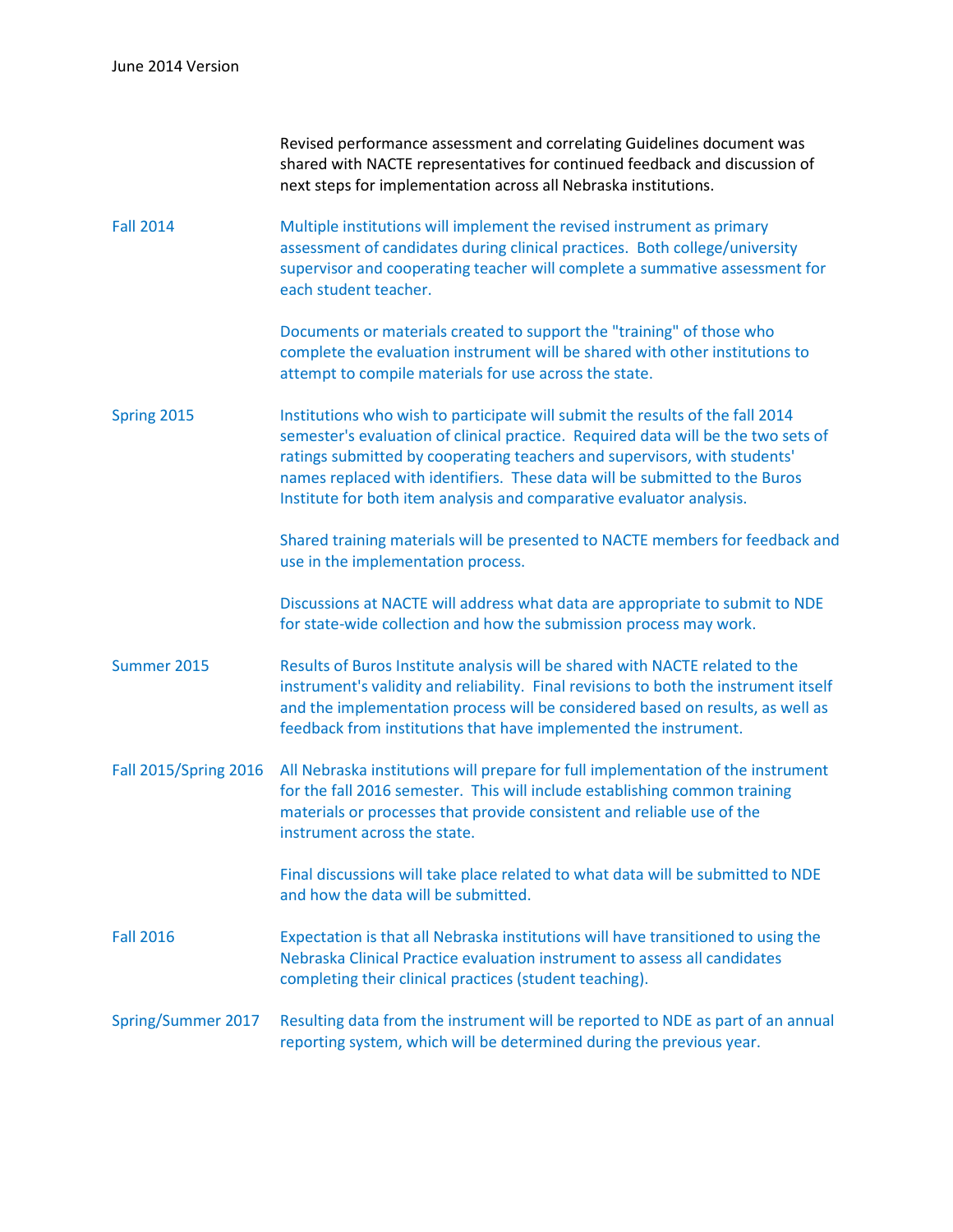Revised performance assessment and correlating Guidelines document was shared with NACTE representatives for continued feedback and discussion of next steps for implementation across all Nebraska institutions.

| | |
|---|---|
| Fall 2014 | Multiple institutions will implement the revised instrument as primary assessment of candidates during clinical practices. Both college/university supervisor and cooperating teacher will complete a summative assessment for each student teacher.<br><br>Documents or materials created to support the "training" of those who complete the evaluation instrument will be shared with other institutions to attempt to compile materials for use across the state. |
| Spring 2015 | Institutions who wish to participate will submit the results of the fall 2014 semester's evaluation of clinical practice. Required data will be the two sets of ratings submitted by cooperating teachers and supervisors, with students' names replaced with identifiers. These data will be submitted to the Buros Institute for both item analysis and comparative evaluator analysis.<br><br>Shared training materials will be presented to NACTE members for feedback and use in the implementation process.<br><br>Discussions at NACTE will address what data are appropriate to submit to NDE for state-wide collection and how the submission process may work. |
| Summer 2015 | Results of Buros Institute analysis will be shared with NACTE related to the instrument's validity and reliability. Final revisions to both the instrument itself and the implementation process will be considered based on results, as well as feedback from institutions that have implemented the instrument. |
| Fall 2015/Spring 2016 | All Nebraska institutions will prepare for full implementation of the instrument for the fall 2016 semester. This will include establishing common training materials or processes that provide consistent and reliable use of the instrument across the state.<br><br>Final discussions will take place related to what data will be submitted to NDE and how the data will be submitted. |
| Fall 2016 | Expectation is that all Nebraska institutions will have transitioned to using the Nebraska Clinical Practice evaluation instrument to assess all candidates completing their clinical practices (student teaching). |
| Spring/Summer 2017 | Resulting data from the instrument will be reported to NDE as part of an annual reporting system, which will be determined during the previous year. |